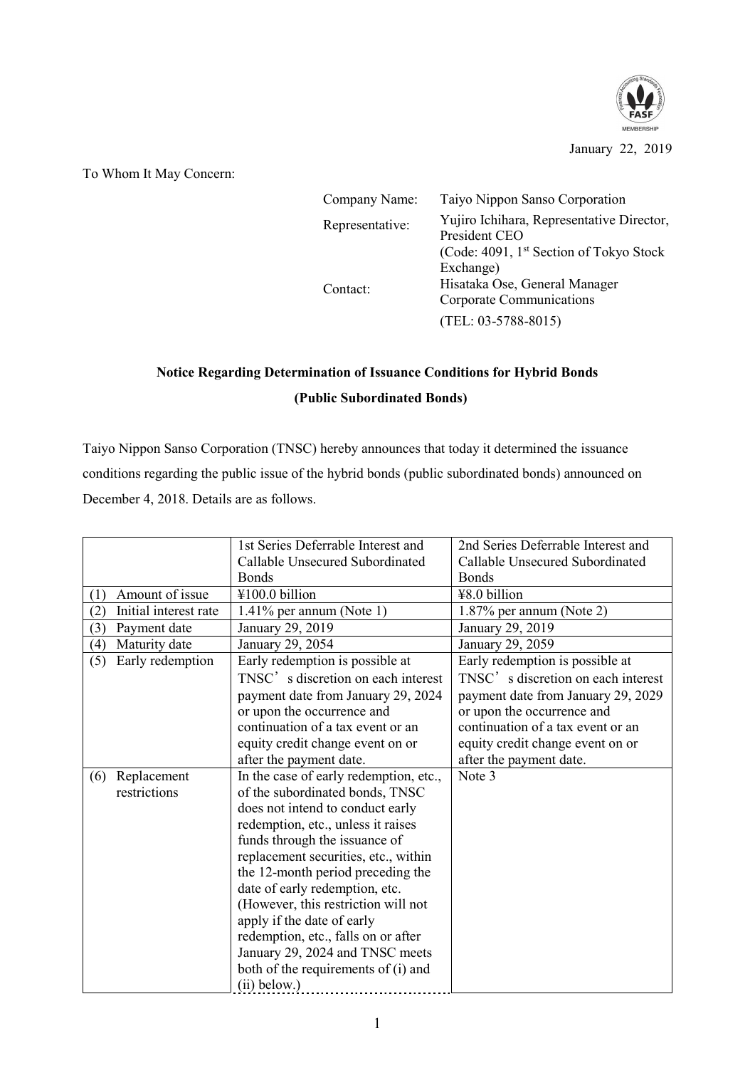January 22, 2019

To Whom It May Concern:

Company Name: Taiyo Nippon Sanso Corporation

Representative: Yujiro Ichihara, Representative Director, President CEO
(Code: 4091, 1st Section of Tokyo Stock Exchange)

Contact: Hisataka Ose, General Manager Corporate Communications
(TEL: 03-5788-8015)

**Notice Regarding Determination of Issuance Conditions for Hybrid Bonds**

**(Public Subordinated Bonds)**

Taiyo Nippon Sanso Corporation (TNSC) hereby announces that today it determined the issuance conditions regarding the public issue of the hybrid bonds (public subordinated bonds) announced on December 4, 2018. Details are as follows.

| | 1st Series Deferrable Interest and Callable Unsecured Subordinated Bonds | 2nd Series Deferrable Interest and Callable Unsecured Subordinated Bonds |
|---|---|---|
| (1) Amount of issue | ¥100.0 billion | ¥8.0 billion |
| (2) Initial interest rate | 1.41% per annum (Note 1) | 1.87% per annum (Note 2) |
| (3) Payment date | January 29, 2019 | January 29, 2019 |
| (4) Maturity date | January 29, 2054 | January 29, 2059 |
| (5) Early redemption | Early redemption is possible at TNSC's discretion on each interest payment date from January 29, 2024 or upon the occurrence and continuation of a tax event or an equity credit change event on or after the payment date. | Early redemption is possible at TNSC's discretion on each interest payment date from January 29, 2029 or upon the occurrence and continuation of a tax event or an equity credit change event on or after the payment date. |
| (6) Replacement restrictions | In the case of early redemption, etc., of the subordinated bonds, TNSC does not intend to conduct early redemption, etc., unless it raises funds through the issuance of replacement securities, etc., within the 12-month period preceding the date of early redemption, etc. (However, this restriction will not apply if the date of early redemption, etc., falls on or after January 29, 2024 and TNSC meets both of the requirements of (i) and (ii) below.) | Note 3 |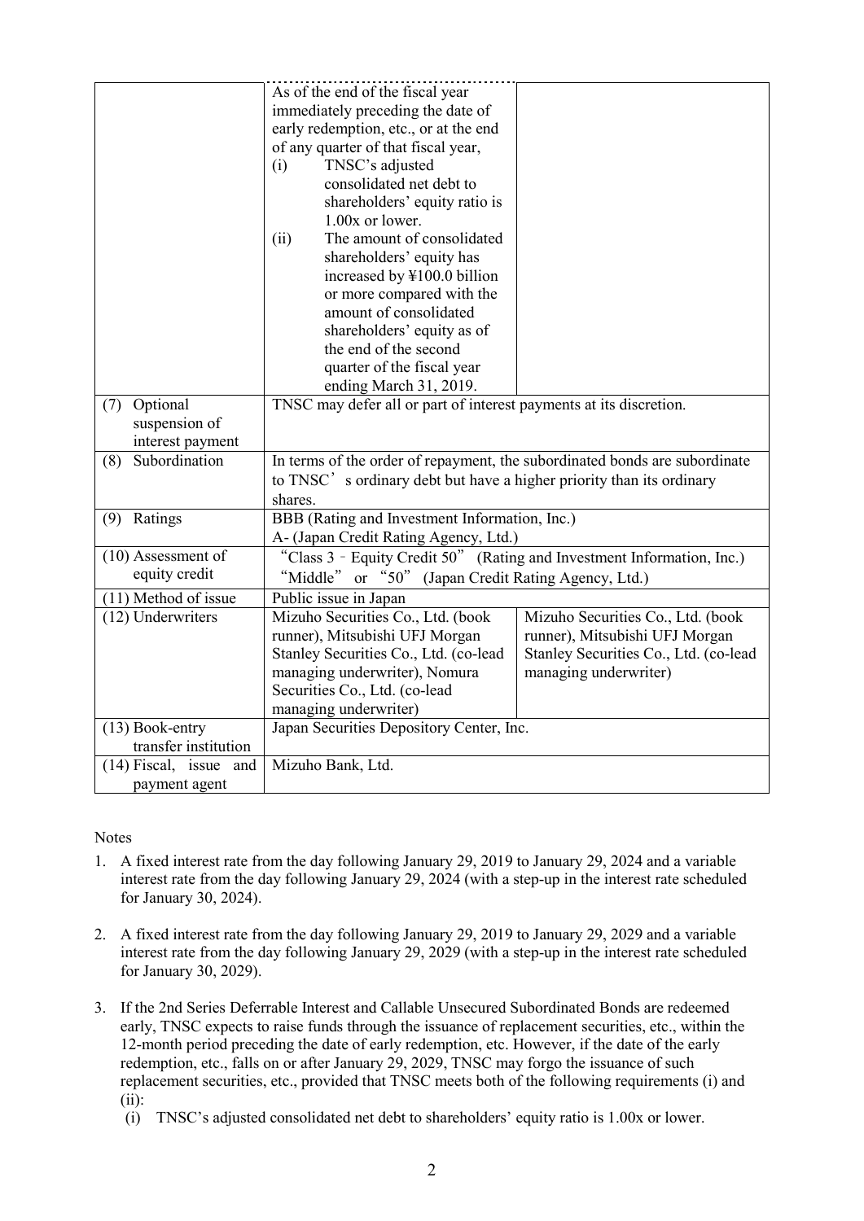| | | |
|---|---|---|
| | As of the end of the fiscal year immediately preceding the date of early redemption, etc., or at the end of any quarter of that fiscal year, (i) TNSC's adjusted consolidated net debt to shareholders' equity ratio is 1.00x or lower. (ii) The amount of consolidated shareholders' equity has increased by ¥100.0 billion or more compared with the amount of consolidated shareholders' equity as of the end of the second quarter of the fiscal year ending March 31, 2019. | |
| (7) Optional suspension of interest payment | TNSC may defer all or part of interest payments at its discretion. | |
| (8) Subordination | In terms of the order of repayment, the subordinated bonds are subordinate to TNSC's ordinary debt but have a higher priority than its ordinary shares. | |
| (9) Ratings | BBB (Rating and Investment Information, Inc.)<br>A- (Japan Credit Rating Agency, Ltd.) | |
| (10) Assessment of equity credit | "Class 3 - Equity Credit 50" (Rating and Investment Information, Inc.)<br>"Middle" or "50" (Japan Credit Rating Agency, Ltd.) | |
| (11) Method of issue | Public issue in Japan | |
| (12) Underwriters | Mizuho Securities Co., Ltd. (book runner), Mitsubishi UFJ Morgan Stanley Securities Co., Ltd. (co-lead managing underwriter), Nomura Securities Co., Ltd. (co-lead managing underwriter) | Mizuho Securities Co., Ltd. (book runner), Mitsubishi UFJ Morgan Stanley Securities Co., Ltd. (co-lead managing underwriter) |
| (13) Book-entry transfer institution | Japan Securities Depository Center, Inc. | |
| (14) Fiscal, issue and payment agent | Mizuho Bank, Ltd. | |

Notes

1. A fixed interest rate from the day following January 29, 2019 to January 29, 2024 and a variable interest rate from the day following January 29, 2024 (with a step-up in the interest rate scheduled for January 30, 2024).

2. A fixed interest rate from the day following January 29, 2019 to January 29, 2029 and a variable interest rate from the day following January 29, 2029 (with a step-up in the interest rate scheduled for January 30, 2029).

3. If the 2nd Series Deferrable Interest and Callable Unsecured Subordinated Bonds are redeemed early, TNSC expects to raise funds through the issuance of replacement securities, etc., within the 12-month period preceding the date of early redemption, etc. However, if the date of the early redemption, etc., falls on or after January 29, 2029, TNSC may forgo the issuance of such replacement securities, etc., provided that TNSC meets both of the following requirements (i) and (ii):
   (i) TNSC's adjusted consolidated net debt to shareholders' equity ratio is 1.00x or lower.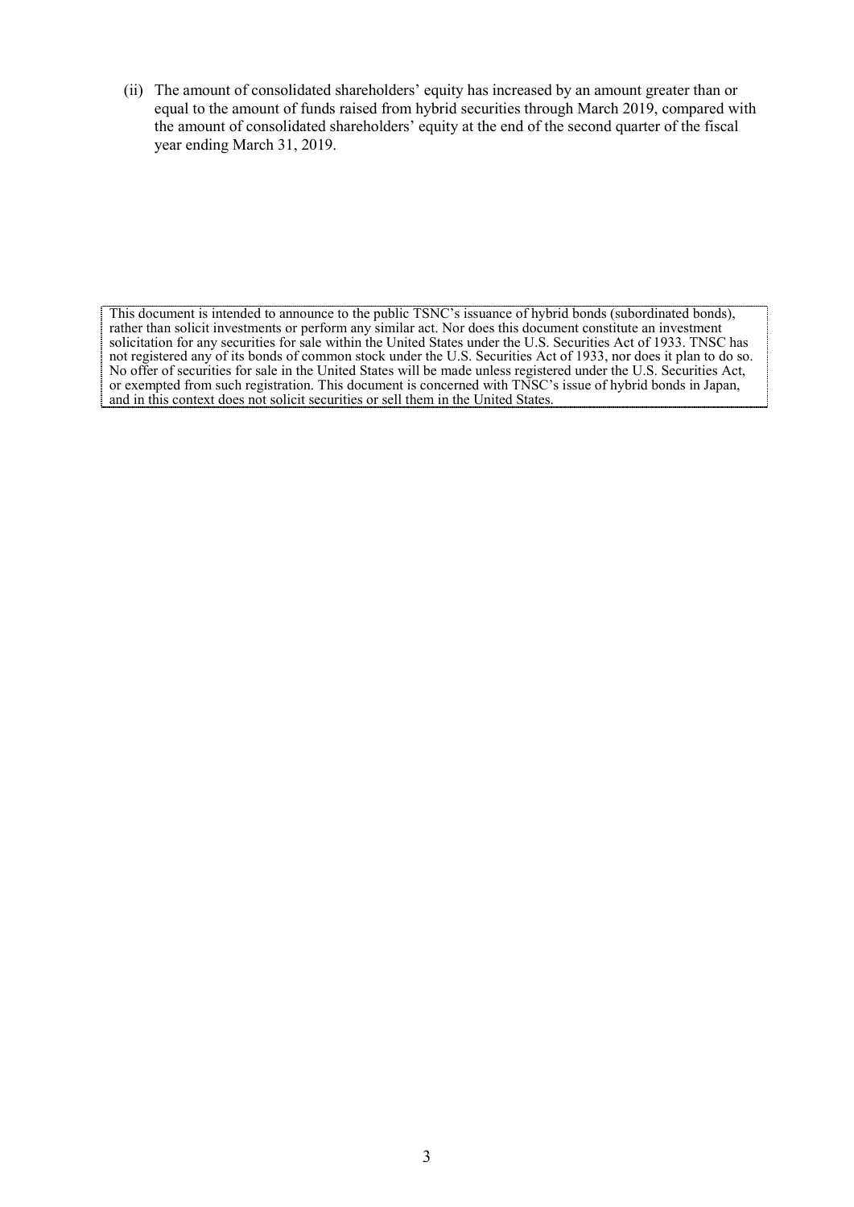(ii) The amount of consolidated shareholders' equity has increased by an amount greater than or equal to the amount of funds raised from hybrid securities through March 2019, compared with the amount of consolidated shareholders' equity at the end of the second quarter of the fiscal year ending March 31, 2019.

This document is intended to announce to the public TSNC's issuance of hybrid bonds (subordinated bonds), rather than solicit investments or perform any similar act. Nor does this document constitute an investment solicitation for any securities for sale within the United States under the U.S. Securities Act of 1933. TNSC has not registered any of its bonds of common stock under the U.S. Securities Act of 1933, nor does it plan to do so. No offer of securities for sale in the United States will be made unless registered under the U.S. Securities Act, or exempted from such registration. This document is concerned with TNSC's issue of hybrid bonds in Japan, and in this context does not solicit securities or sell them in the United States.